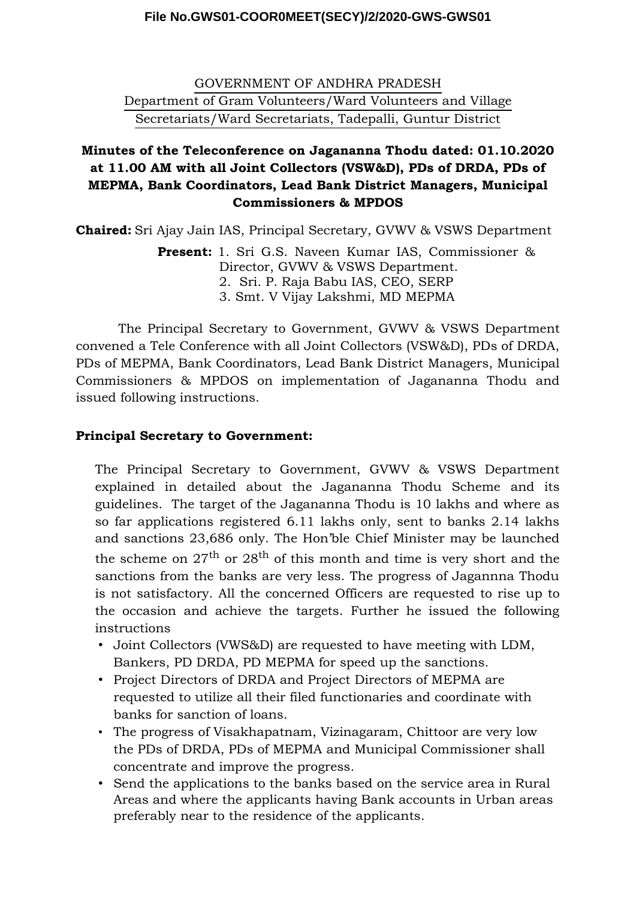File No.GWS01-COOR0MEET(SECY)/2/2020-GWS-GWS01

GOVERNMENT OF ANDHRA PRADESH
Department of Gram Volunteers/Ward Volunteers and Village Secretariats/Ward Secretariats, Tadepalli, Guntur District

## Minutes of the Teleconference on Jagananna Thodu dated: 01.10.2020 at 11.00 AM with all Joint Collectors (VSW&D), PDs of DRDA, PDs of MEPMA, Bank Coordinators, Lead Bank District Managers, Municipal Commissioners & MPDOS

**Chaired:** Sri Ajay Jain IAS, Principal Secretary, GVWV & VSWS Department

**Present:**
1. Sri G.S. Naveen Kumar IAS, Commissioner & Director, GVWV & VSWS Department.
2. Sri. P. Raja Babu IAS, CEO, SERP
3. Smt. V Vijay Lakshmi, MD MEPMA

The Principal Secretary to Government, GVWV & VSWS Department convened a Tele Conference with all Joint Collectors (VSW&D), PDs of DRDA, PDs of MEPMA, Bank Coordinators, Lead Bank District Managers, Municipal Commissioners & MPDOS on implementation of Jagananna Thodu and issued following instructions.

**Principal Secretary to Government:**

The Principal Secretary to Government, GVWV & VSWS Department explained in detailed about the Jagananna Thodu Scheme and its guidelines. The target of the Jagananna Thodu is 10 lakhs and where as so far applications registered 6.11 lakhs only, sent to banks 2.14 lakhs and sanctions 23,686 only. The Hon'ble Chief Minister may be launched the scheme on 27th or 28th of this month and time is very short and the sanctions from the banks are very less. The progress of Jagannna Thodu is not satisfactory. All the concerned Officers are requested to rise up to the occasion and achieve the targets. Further he issued the following instructions

- Joint Collectors (VWS&D) are requested to have meeting with LDM, Bankers, PD DRDA, PD MEPMA for speed up the sanctions.
- Project Directors of DRDA and Project Directors of MEPMA are requested to utilize all their filed functionaries and coordinate with banks for sanction of loans.
- The progress of Visakhapatnam, Vizinagaram, Chittoor are very low the PDs of DRDA, PDs of MEPMA and Municipal Commissioner shall concentrate and improve the progress.
- Send the applications to the banks based on the service area in Rural Areas and where the applicants having Bank accounts in Urban areas preferably near to the residence of the applicants.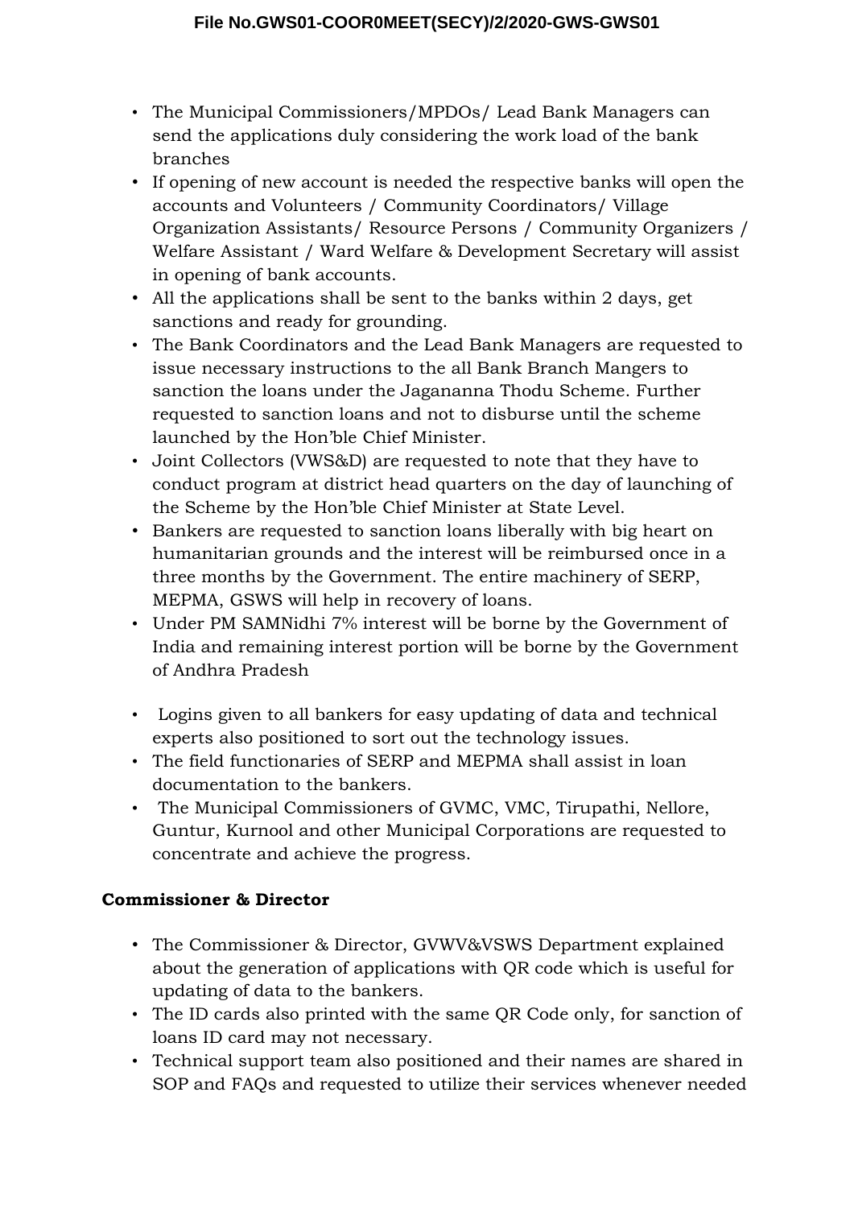- The Municipal Commissioners/MPDOs/ Lead Bank Managers can send the applications duly considering the work load of the bank branches
- If opening of new account is needed the respective banks will open the accounts and Volunteers / Community Coordinators/ Village Organization Assistants/ Resource Persons / Community Organizers / Welfare Assistant / Ward Welfare & Development Secretary will assist in opening of bank accounts.
- All the applications shall be sent to the banks within 2 days, get sanctions and ready for grounding.
- The Bank Coordinators and the Lead Bank Managers are requested to issue necessary instructions to the all Bank Branch Mangers to sanction the loans under the Jagananna Thodu Scheme. Further requested to sanction loans and not to disburse until the scheme launched by the Hon'ble Chief Minister.
- Joint Collectors (VWS&D) are requested to note that they have to conduct program at district head quarters on the day of launching of the Scheme by the Hon'ble Chief Minister at State Level.
- Bankers are requested to sanction loans liberally with big heart on humanitarian grounds and the interest will be reimbursed once in a three months by the Government. The entire machinery of SERP, MEPMA, GSWS will help in recovery of loans.
- Under PM SAMNidhi 7% interest will be borne by the Government of India and remaining interest portion will be borne by the Government of Andhra Pradesh
- Logins given to all bankers for easy updating of data and technical experts also positioned to sort out the technology issues.
- The field functionaries of SERP and MEPMA shall assist in loan documentation to the bankers.
- The Municipal Commissioners of GVMC, VMC, Tirupathi, Nellore, Guntur, Kurnool and other Municipal Corporations are requested to concentrate and achieve the progress.

**Commissioner & Director**

- The Commissioner & Director, GVWV&VSWS Department explained about the generation of applications with QR code which is useful for updating of data to the bankers.
- The ID cards also printed with the same QR Code only, for sanction of loans ID card may not necessary.
- Technical support team also positioned and their names are shared in SOP and FAQs and requested to utilize their services whenever needed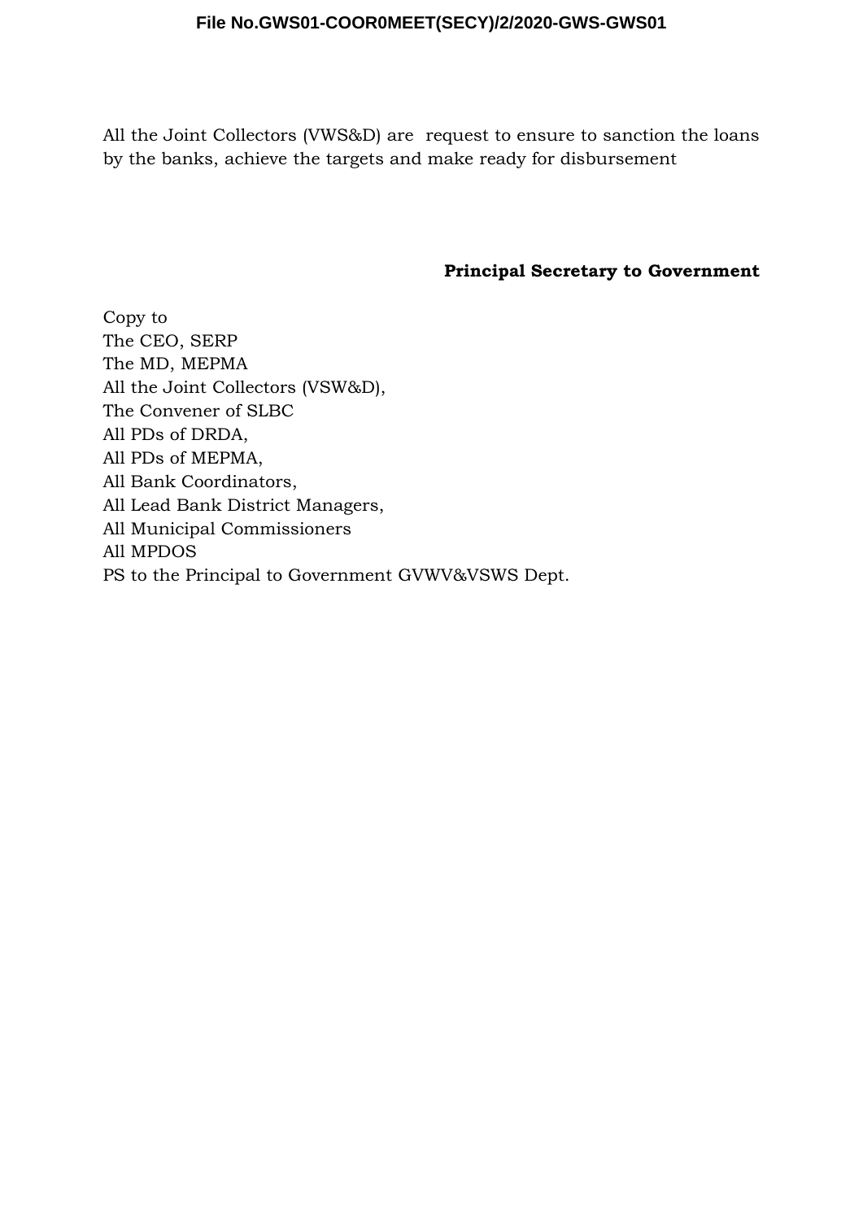All the Joint Collectors (VWS&D) are  request to ensure to sanction the loans by the banks, achieve the targets and make ready for disbursement

**Principal Secretary to Government**

Copy to
The CEO, SERP
The MD, MEPMA
All the Joint Collectors (VSW&D),
The Convener of SLBC
All PDs of DRDA,
All PDs of MEPMA,
All Bank Coordinators,
All Lead Bank District Managers,
All Municipal Commissioners
All MPDOS
PS to the Principal to Government GVWV&VSWS Dept.